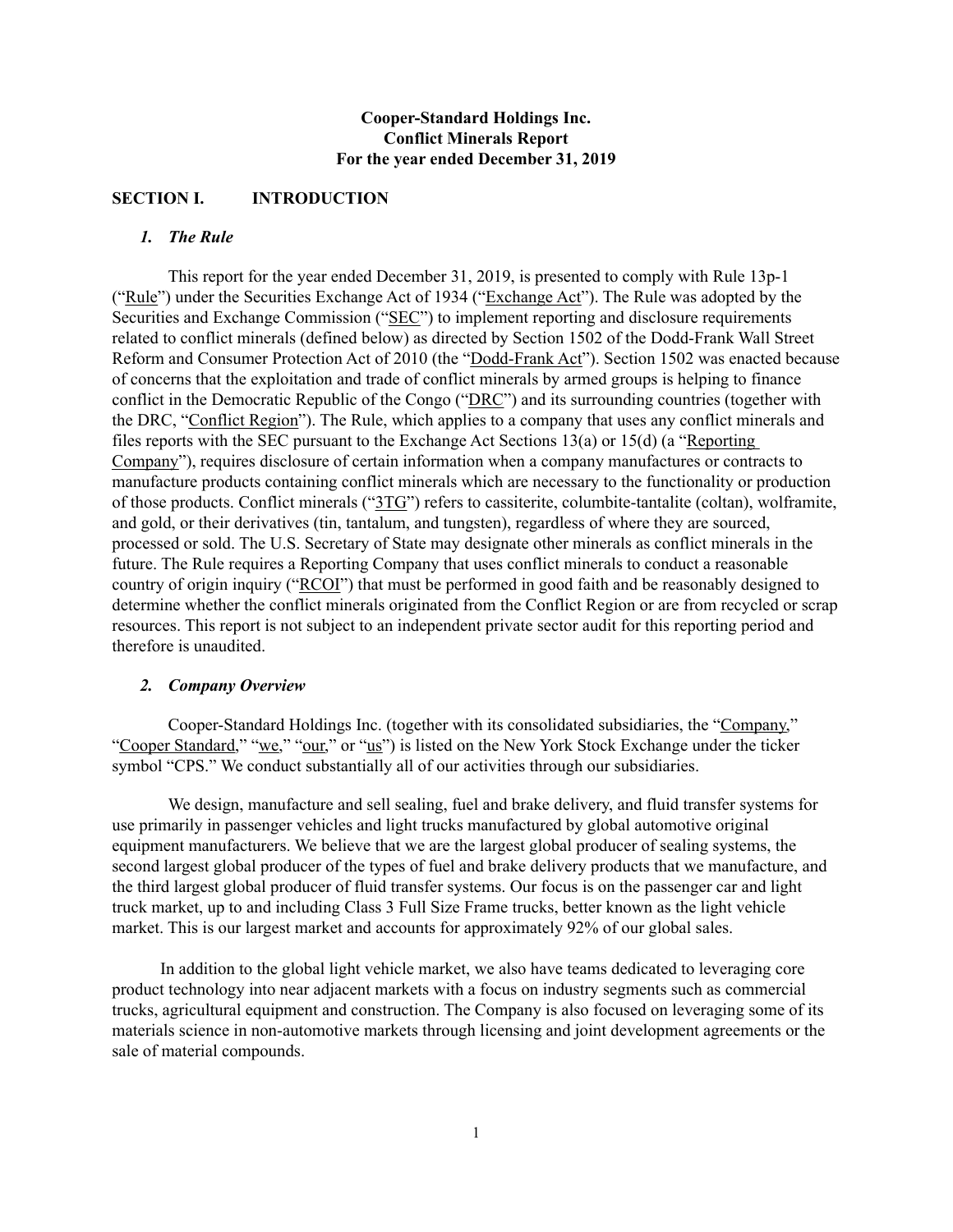# Cooper-Standard Holdings Inc.
# Conflict Minerals Report
# For the year ended December 31, 2019

## SECTION I. INTRODUCTION

### *1. The Rule*

This report for the year ended December 31, 2019, is presented to comply with Rule 13p-1 ("Rule") under the Securities Exchange Act of 1934 ("Exchange Act"). The Rule was adopted by the Securities and Exchange Commission ("SEC") to implement reporting and disclosure requirements related to conflict minerals (defined below) as directed by Section 1502 of the Dodd-Frank Wall Street Reform and Consumer Protection Act of 2010 (the "Dodd-Frank Act"). Section 1502 was enacted because of concerns that the exploitation and trade of conflict minerals by armed groups is helping to finance conflict in the Democratic Republic of the Congo ("DRC") and its surrounding countries (together with the DRC, "Conflict Region"). The Rule, which applies to a company that uses any conflict minerals and files reports with the SEC pursuant to the Exchange Act Sections 13(a) or 15(d) (a "Reporting Company"), requires disclosure of certain information when a company manufactures or contracts to manufacture products containing conflict minerals which are necessary to the functionality or production of those products. Conflict minerals ("3TG") refers to cassiterite, columbite-tantalite (coltan), wolframite, and gold, or their derivatives (tin, tantalum, and tungsten), regardless of where they are sourced, processed or sold. The U.S. Secretary of State may designate other minerals as conflict minerals in the future. The Rule requires a Reporting Company that uses conflict minerals to conduct a reasonable country of origin inquiry ("RCOI") that must be performed in good faith and be reasonably designed to determine whether the conflict minerals originated from the Conflict Region or are from recycled or scrap resources. This report is not subject to an independent private sector audit for this reporting period and therefore is unaudited.

### *2. Company Overview*

Cooper-Standard Holdings Inc. (together with its consolidated subsidiaries, the "Company," "Cooper Standard," "we," "our," or "us") is listed on the New York Stock Exchange under the ticker symbol "CPS." We conduct substantially all of our activities through our subsidiaries.

We design, manufacture and sell sealing, fuel and brake delivery, and fluid transfer systems for use primarily in passenger vehicles and light trucks manufactured by global automotive original equipment manufacturers. We believe that we are the largest global producer of sealing systems, the second largest global producer of the types of fuel and brake delivery products that we manufacture, and the third largest global producer of fluid transfer systems. Our focus is on the passenger car and light truck market, up to and including Class 3 Full Size Frame trucks, better known as the light vehicle market. This is our largest market and accounts for approximately 92% of our global sales.

In addition to the global light vehicle market, we also have teams dedicated to leveraging core product technology into near adjacent markets with a focus on industry segments such as commercial trucks, agricultural equipment and construction. The Company is also focused on leveraging some of its materials science in non-automotive markets through licensing and joint development agreements or the sale of material compounds.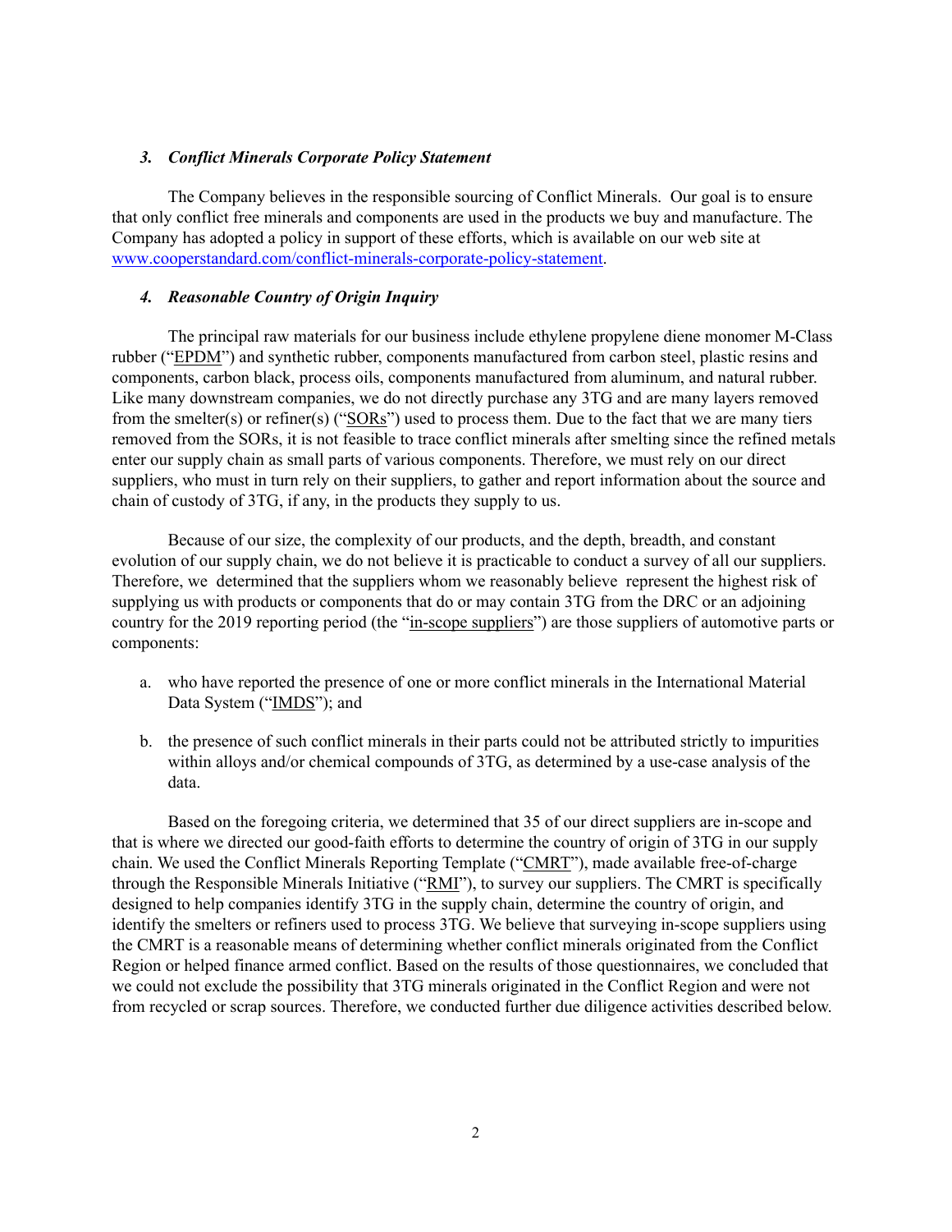### *3. Conflict Minerals Corporate Policy Statement*

The Company believes in the responsible sourcing of Conflict Minerals. Our goal is to ensure that only conflict free minerals and components are used in the products we buy and manufacture. The Company has adopted a policy in support of these efforts, which is available on our web site at [www.cooperstandard.com/conflict-minerals-corporate-policy-statement](http://www.cooperstandard.com/conflict-minerals-corporate-policy-statement).

### *4. Reasonable Country of Origin Inquiry*

The principal raw materials for our business include ethylene propylene diene monomer M-Class rubber ("EPDM") and synthetic rubber, components manufactured from carbon steel, plastic resins and components, carbon black, process oils, components manufactured from aluminum, and natural rubber. Like many downstream companies, we do not directly purchase any 3TG and are many layers removed from the smelter(s) or refiner(s) ("SORs") used to process them. Due to the fact that we are many tiers removed from the SORs, it is not feasible to trace conflict minerals after smelting since the refined metals enter our supply chain as small parts of various components. Therefore, we must rely on our direct suppliers, who must in turn rely on their suppliers, to gather and report information about the source and chain of custody of 3TG, if any, in the products they supply to us.

Because of our size, the complexity of our products, and the depth, breadth, and constant evolution of our supply chain, we do not believe it is practicable to conduct a survey of all our suppliers. Therefore, we determined that the suppliers whom we reasonably believe represent the highest risk of supplying us with products or components that do or may contain 3TG from the DRC or an adjoining country for the 2019 reporting period (the "in-scope suppliers") are those suppliers of automotive parts or components:

a. who have reported the presence of one or more conflict minerals in the International Material Data System ("IMDS"); and

b. the presence of such conflict minerals in their parts could not be attributed strictly to impurities within alloys and/or chemical compounds of 3TG, as determined by a use-case analysis of the data.

Based on the foregoing criteria, we determined that 35 of our direct suppliers are in-scope and that is where we directed our good-faith efforts to determine the country of origin of 3TG in our supply chain. We used the Conflict Minerals Reporting Template ("CMRT"), made available free-of-charge through the Responsible Minerals Initiative ("RMI"), to survey our suppliers. The CMRT is specifically designed to help companies identify 3TG in the supply chain, determine the country of origin, and identify the smelters or refiners used to process 3TG. We believe that surveying in-scope suppliers using the CMRT is a reasonable means of determining whether conflict minerals originated from the Conflict Region or helped finance armed conflict. Based on the results of those questionnaires, we concluded that we could not exclude the possibility that 3TG minerals originated in the Conflict Region and were not from recycled or scrap sources. Therefore, we conducted further due diligence activities described below.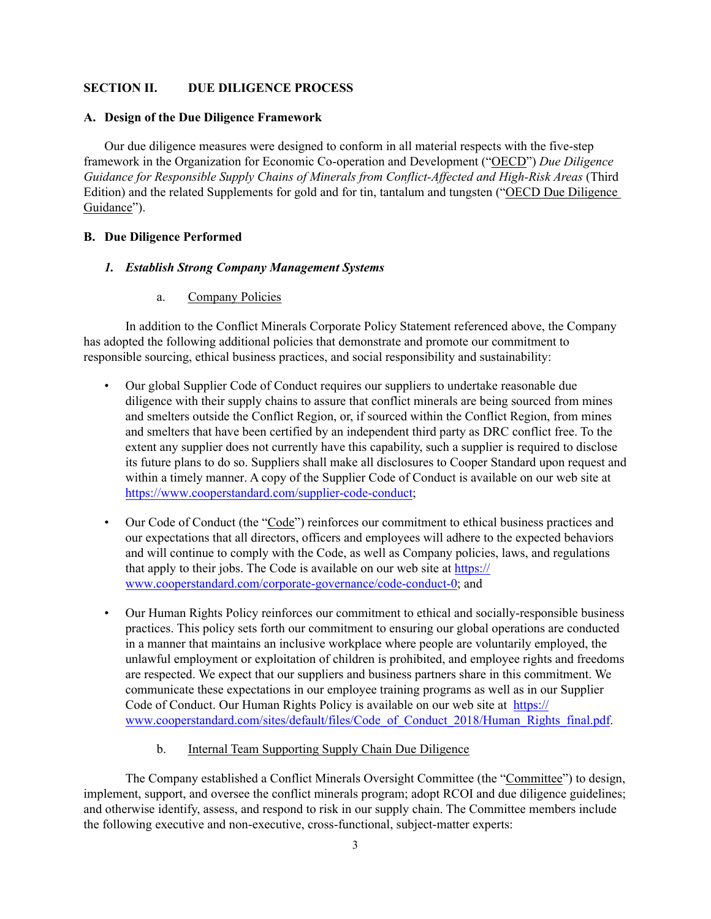## SECTION II. DUE DILIGENCE PROCESS

### A. Design of the Due Diligence Framework

Our due diligence measures were designed to conform in all material respects with the five-step framework in the Organization for Economic Co-operation and Development ("OECD") *Due Diligence Guidance for Responsible Supply Chains of Minerals from Conflict-Affected and High-Risk Areas* (Third Edition) and the related Supplements for gold and for tin, tantalum and tungsten ("OECD Due Diligence Guidance").

### B. Due Diligence Performed

#### *1. Establish Strong Company Management Systems*

a. Company Policies

In addition to the Conflict Minerals Corporate Policy Statement referenced above, the Company has adopted the following additional policies that demonstrate and promote our commitment to responsible sourcing, ethical business practices, and social responsibility and sustainability:

- Our global Supplier Code of Conduct requires our suppliers to undertake reasonable due diligence with their supply chains to assure that conflict minerals are being sourced from mines and smelters outside the Conflict Region, or, if sourced within the Conflict Region, from mines and smelters that have been certified by an independent third party as DRC conflict free. To the extent any supplier does not currently have this capability, such a supplier is required to disclose its future plans to do so. Suppliers shall make all disclosures to Cooper Standard upon request and within a timely manner. A copy of the Supplier Code of Conduct is available on our web site at https://www.cooperstandard.com/supplier-code-conduct;

- Our Code of Conduct (the "Code") reinforces our commitment to ethical business practices and our expectations that all directors, officers and employees will adhere to the expected behaviors and will continue to comply with the Code, as well as Company policies, laws, and regulations that apply to their jobs. The Code is available on our web site at https://www.cooperstandard.com/corporate-governance/code-conduct-0; and

- Our Human Rights Policy reinforces our commitment to ethical and socially-responsible business practices. This policy sets forth our commitment to ensuring our global operations are conducted in a manner that maintains an inclusive workplace where people are voluntarily employed, the unlawful employment or exploitation of children is prohibited, and employee rights and freedoms are respected. We expect that our suppliers and business partners share in this commitment. We communicate these expectations in our employee training programs as well as in our Supplier Code of Conduct. Our Human Rights Policy is available on our web site at https://www.cooperstandard.com/sites/default/files/Code_of_Conduct_2018/Human_Rights_final.pdf.

b. Internal Team Supporting Supply Chain Due Diligence

The Company established a Conflict Minerals Oversight Committee (the "Committee") to design, implement, support, and oversee the conflict minerals program; adopt RCOI and due diligence guidelines; and otherwise identify, assess, and respond to risk in our supply chain. The Committee members include the following executive and non-executive, cross-functional, subject-matter experts: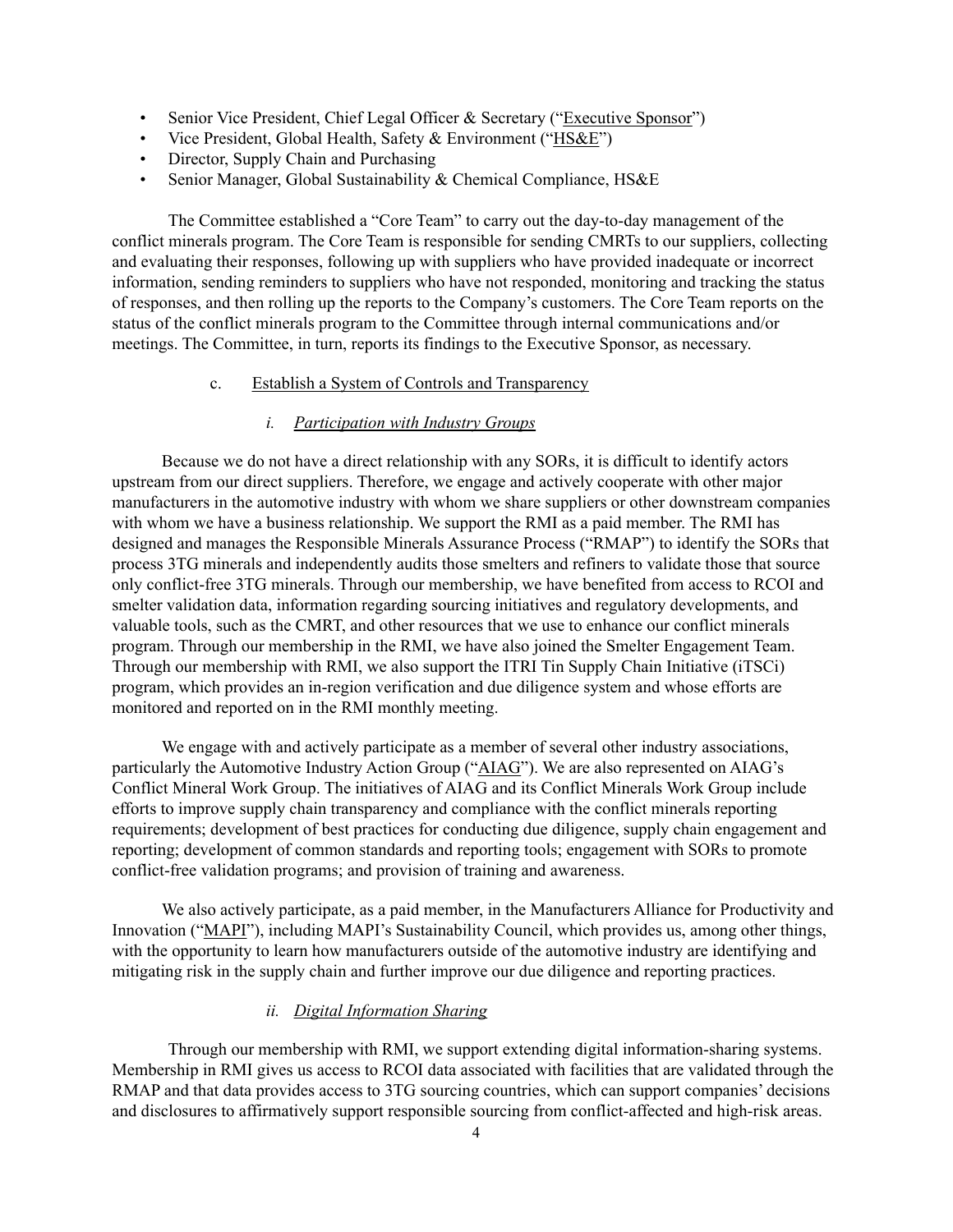- Senior Vice President, Chief Legal Officer & Secretary ("Executive Sponsor")
- Vice President, Global Health, Safety & Environment ("HS&E")
- Director, Supply Chain and Purchasing
- Senior Manager, Global Sustainability & Chemical Compliance, HS&E

The Committee established a "Core Team" to carry out the day-to-day management of the conflict minerals program. The Core Team is responsible for sending CMRTs to our suppliers, collecting and evaluating their responses, following up with suppliers who have provided inadequate or incorrect information, sending reminders to suppliers who have not responded, monitoring and tracking the status of responses, and then rolling up the reports to the Company's customers. The Core Team reports on the status of the conflict minerals program to the Committee through internal communications and/or meetings. The Committee, in turn, reports its findings to the Executive Sponsor, as necessary.

c. Establish a System of Controls and Transparency

*i. Participation with Industry Groups*

Because we do not have a direct relationship with any SORs, it is difficult to identify actors upstream from our direct suppliers. Therefore, we engage and actively cooperate with other major manufacturers in the automotive industry with whom we share suppliers or other downstream companies with whom we have a business relationship. We support the RMI as a paid member. The RMI has designed and manages the Responsible Minerals Assurance Process ("RMAP") to identify the SORs that process 3TG minerals and independently audits those smelters and refiners to validate those that source only conflict-free 3TG minerals. Through our membership, we have benefited from access to RCOI and smelter validation data, information regarding sourcing initiatives and regulatory developments, and valuable tools, such as the CMRT, and other resources that we use to enhance our conflict minerals program. Through our membership in the RMI, we have also joined the Smelter Engagement Team. Through our membership with RMI, we also support the ITRI Tin Supply Chain Initiative (iTSCi) program, which provides an in-region verification and due diligence system and whose efforts are monitored and reported on in the RMI monthly meeting.

We engage with and actively participate as a member of several other industry associations, particularly the Automotive Industry Action Group ("AIAG"). We are also represented on AIAG's Conflict Mineral Work Group. The initiatives of AIAG and its Conflict Minerals Work Group include efforts to improve supply chain transparency and compliance with the conflict minerals reporting requirements; development of best practices for conducting due diligence, supply chain engagement and reporting; development of common standards and reporting tools; engagement with SORs to promote conflict-free validation programs; and provision of training and awareness.

We also actively participate, as a paid member, in the Manufacturers Alliance for Productivity and Innovation ("MAPI"), including MAPI's Sustainability Council, which provides us, among other things, with the opportunity to learn how manufacturers outside of the automotive industry are identifying and mitigating risk in the supply chain and further improve our due diligence and reporting practices.

*ii. Digital Information Sharing*

Through our membership with RMI, we support extending digital information-sharing systems. Membership in RMI gives us access to RCOI data associated with facilities that are validated through the RMAP and that data provides access to 3TG sourcing countries, which can support companies' decisions and disclosures to affirmatively support responsible sourcing from conflict-affected and high-risk areas.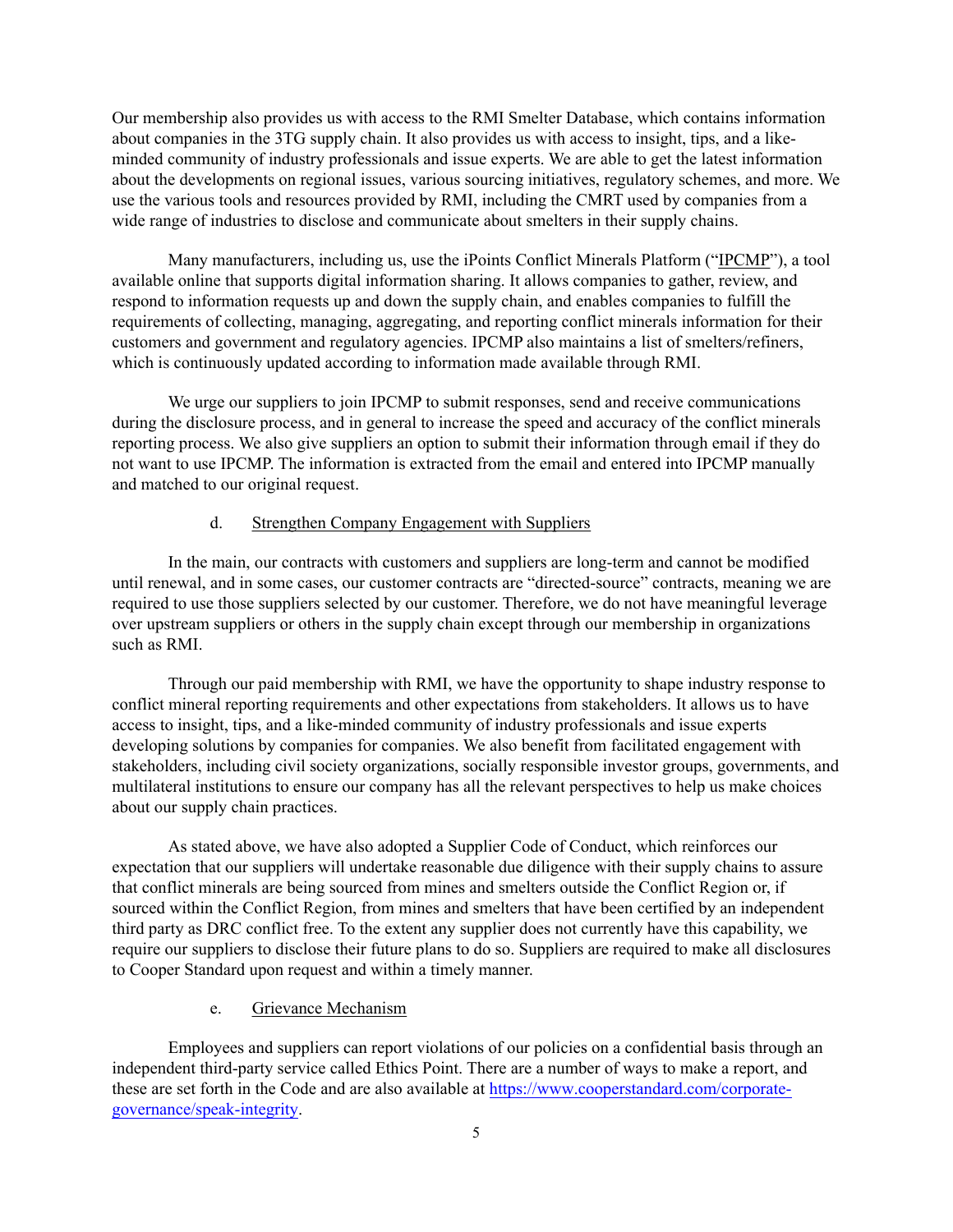Our membership also provides us with access to the RMI Smelter Database, which contains information about companies in the 3TG supply chain. It also provides us with access to insight, tips, and a like-minded community of industry professionals and issue experts. We are able to get the latest information about the developments on regional issues, various sourcing initiatives, regulatory schemes, and more. We use the various tools and resources provided by RMI, including the CMRT used by companies from a wide range of industries to disclose and communicate about smelters in their supply chains.

Many manufacturers, including us, use the iPoints Conflict Minerals Platform ("IPCMP"), a tool available online that supports digital information sharing. It allows companies to gather, review, and respond to information requests up and down the supply chain, and enables companies to fulfill the requirements of collecting, managing, aggregating, and reporting conflict minerals information for their customers and government and regulatory agencies. IPCMP also maintains a list of smelters/refiners, which is continuously updated according to information made available through RMI.

We urge our suppliers to join IPCMP to submit responses, send and receive communications during the disclosure process, and in general to increase the speed and accuracy of the conflict minerals reporting process. We also give suppliers an option to submit their information through email if they do not want to use IPCMP. The information is extracted from the email and entered into IPCMP manually and matched to our original request.

d. Strengthen Company Engagement with Suppliers

In the main, our contracts with customers and suppliers are long-term and cannot be modified until renewal, and in some cases, our customer contracts are "directed-source" contracts, meaning we are required to use those suppliers selected by our customer. Therefore, we do not have meaningful leverage over upstream suppliers or others in the supply chain except through our membership in organizations such as RMI.

Through our paid membership with RMI, we have the opportunity to shape industry response to conflict mineral reporting requirements and other expectations from stakeholders. It allows us to have access to insight, tips, and a like-minded community of industry professionals and issue experts developing solutions by companies for companies. We also benefit from facilitated engagement with stakeholders, including civil society organizations, socially responsible investor groups, governments, and multilateral institutions to ensure our company has all the relevant perspectives to help us make choices about our supply chain practices.

As stated above, we have also adopted a Supplier Code of Conduct, which reinforces our expectation that our suppliers will undertake reasonable due diligence with their supply chains to assure that conflict minerals are being sourced from mines and smelters outside the Conflict Region or, if sourced within the Conflict Region, from mines and smelters that have been certified by an independent third party as DRC conflict free. To the extent any supplier does not currently have this capability, we require our suppliers to disclose their future plans to do so. Suppliers are required to make all disclosures to Cooper Standard upon request and within a timely manner.

e. Grievance Mechanism

Employees and suppliers can report violations of our policies on a confidential basis through an independent third-party service called Ethics Point. There are a number of ways to make a report, and these are set forth in the Code and are also available at https://www.cooperstandard.com/corporate-governance/speak-integrity.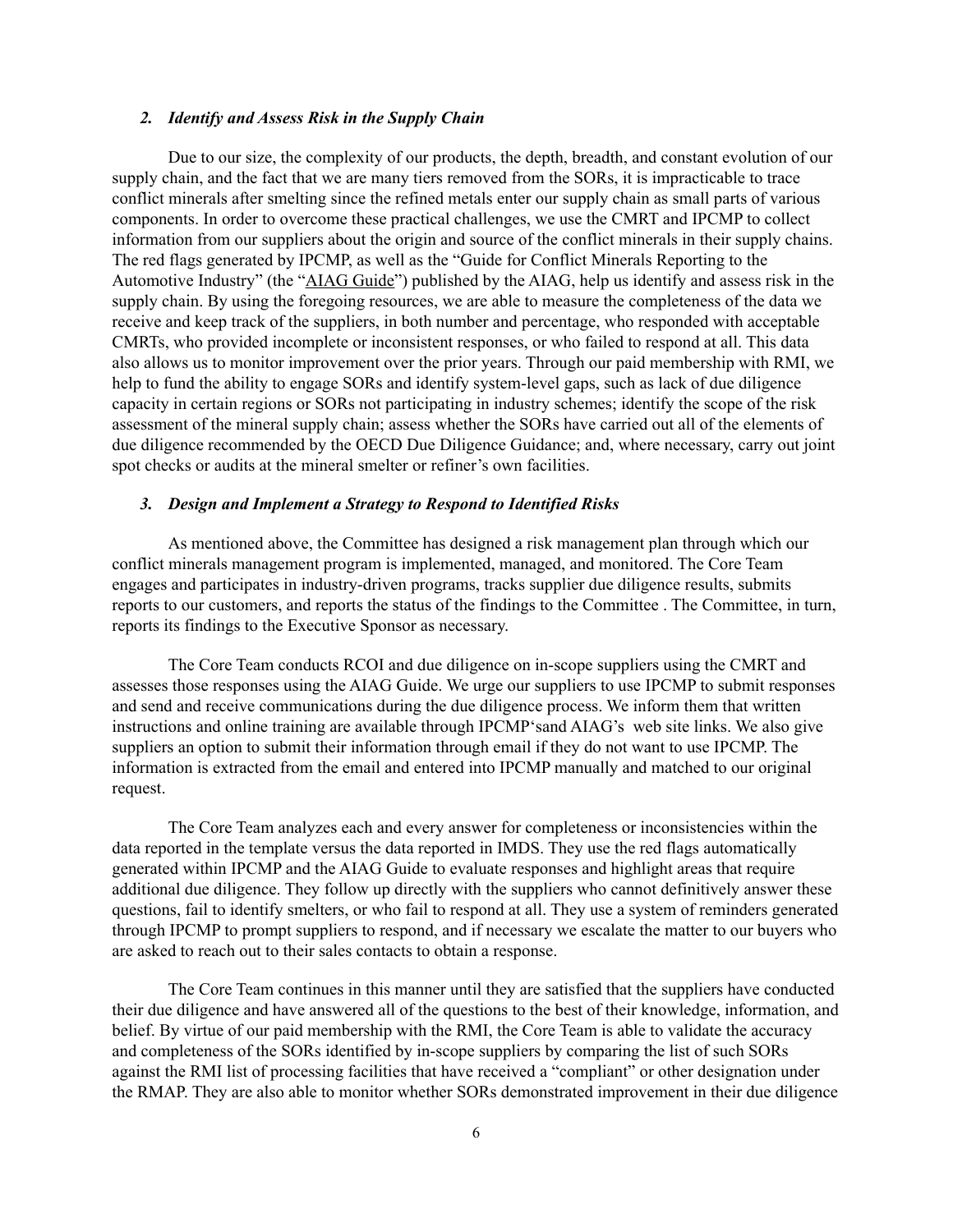### *2. Identify and Assess Risk in the Supply Chain*

Due to our size, the complexity of our products, the depth, breadth, and constant evolution of our supply chain, and the fact that we are many tiers removed from the SORs, it is impracticable to trace conflict minerals after smelting since the refined metals enter our supply chain as small parts of various components. In order to overcome these practical challenges, we use the CMRT and IPCMP to collect information from our suppliers about the origin and source of the conflict minerals in their supply chains. The red flags generated by IPCMP, as well as the "Guide for Conflict Minerals Reporting to the Automotive Industry" (the "AIAG Guide") published by the AIAG, help us identify and assess risk in the supply chain. By using the foregoing resources, we are able to measure the completeness of the data we receive and keep track of the suppliers, in both number and percentage, who responded with acceptable CMRTs, who provided incomplete or inconsistent responses, or who failed to respond at all. This data also allows us to monitor improvement over the prior years. Through our paid membership with RMI, we help to fund the ability to engage SORs and identify system-level gaps, such as lack of due diligence capacity in certain regions or SORs not participating in industry schemes; identify the scope of the risk assessment of the mineral supply chain; assess whether the SORs have carried out all of the elements of due diligence recommended by the OECD Due Diligence Guidance; and, where necessary, carry out joint spot checks or audits at the mineral smelter or refiner's own facilities.

### *3. Design and Implement a Strategy to Respond to Identified Risks*

As mentioned above, the Committee has designed a risk management plan through which our conflict minerals management program is implemented, managed, and monitored. The Core Team engages and participates in industry-driven programs, tracks supplier due diligence results, submits reports to our customers, and reports the status of the findings to the Committee . The Committee, in turn, reports its findings to the Executive Sponsor as necessary.

The Core Team conducts RCOI and due diligence on in-scope suppliers using the CMRT and assesses those responses using the AIAG Guide. We urge our suppliers to use IPCMP to submit responses and send and receive communications during the due diligence process. We inform them that written instructions and online training are available through IPCMP'sand AIAG's web site links. We also give suppliers an option to submit their information through email if they do not want to use IPCMP. The information is extracted from the email and entered into IPCMP manually and matched to our original request.

The Core Team analyzes each and every answer for completeness or inconsistencies within the data reported in the template versus the data reported in IMDS. They use the red flags automatically generated within IPCMP and the AIAG Guide to evaluate responses and highlight areas that require additional due diligence. They follow up directly with the suppliers who cannot definitively answer these questions, fail to identify smelters, or who fail to respond at all. They use a system of reminders generated through IPCMP to prompt suppliers to respond, and if necessary we escalate the matter to our buyers who are asked to reach out to their sales contacts to obtain a response.

The Core Team continues in this manner until they are satisfied that the suppliers have conducted their due diligence and have answered all of the questions to the best of their knowledge, information, and belief. By virtue of our paid membership with the RMI, the Core Team is able to validate the accuracy and completeness of the SORs identified by in-scope suppliers by comparing the list of such SORs against the RMI list of processing facilities that have received a "compliant" or other designation under the RMAP. They are also able to monitor whether SORs demonstrated improvement in their due diligence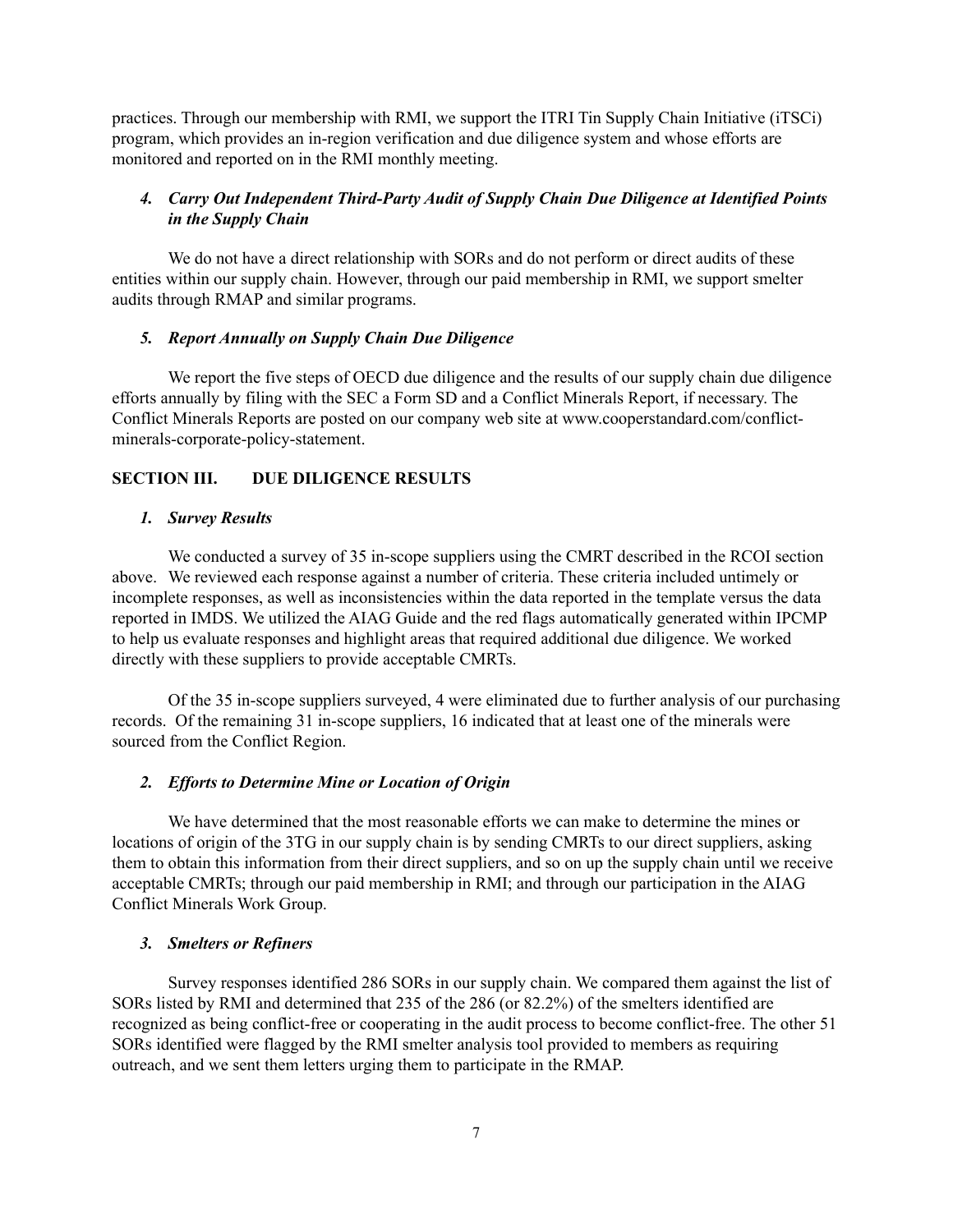practices. Through our membership with RMI, we support the ITRI Tin Supply Chain Initiative (iTSCi) program, which provides an in-region verification and due diligence system and whose efforts are monitored and reported on in the RMI monthly meeting.

### *4. Carry Out Independent Third-Party Audit of Supply Chain Due Diligence at Identified Points in the Supply Chain*

We do not have a direct relationship with SORs and do not perform or direct audits of these entities within our supply chain. However, through our paid membership in RMI, we support smelter audits through RMAP and similar programs.

### *5. Report Annually on Supply Chain Due Diligence*

We report the five steps of OECD due diligence and the results of our supply chain due diligence efforts annually by filing with the SEC a Form SD and a Conflict Minerals Report, if necessary. The Conflict Minerals Reports are posted on our company web site at www.cooperstandard.com/conflict-minerals-corporate-policy-statement.

## SECTION III. DUE DILIGENCE RESULTS

### *1. Survey Results*

We conducted a survey of 35 in-scope suppliers using the CMRT described in the RCOI section above. We reviewed each response against a number of criteria. These criteria included untimely or incomplete responses, as well as inconsistencies within the data reported in the template versus the data reported in IMDS. We utilized the AIAG Guide and the red flags automatically generated within IPCMP to help us evaluate responses and highlight areas that required additional due diligence. We worked directly with these suppliers to provide acceptable CMRTs.

Of the 35 in-scope suppliers surveyed, 4 were eliminated due to further analysis of our purchasing records. Of the remaining 31 in-scope suppliers, 16 indicated that at least one of the minerals were sourced from the Conflict Region.

### *2. Efforts to Determine Mine or Location of Origin*

We have determined that the most reasonable efforts we can make to determine the mines or locations of origin of the 3TG in our supply chain is by sending CMRTs to our direct suppliers, asking them to obtain this information from their direct suppliers, and so on up the supply chain until we receive acceptable CMRTs; through our paid membership in RMI; and through our participation in the AIAG Conflict Minerals Work Group.

### *3. Smelters or Refiners*

Survey responses identified 286 SORs in our supply chain. We compared them against the list of SORs listed by RMI and determined that 235 of the 286 (or 82.2%) of the smelters identified are recognized as being conflict-free or cooperating in the audit process to become conflict-free. The other 51 SORs identified were flagged by the RMI smelter analysis tool provided to members as requiring outreach, and we sent them letters urging them to participate in the RMAP.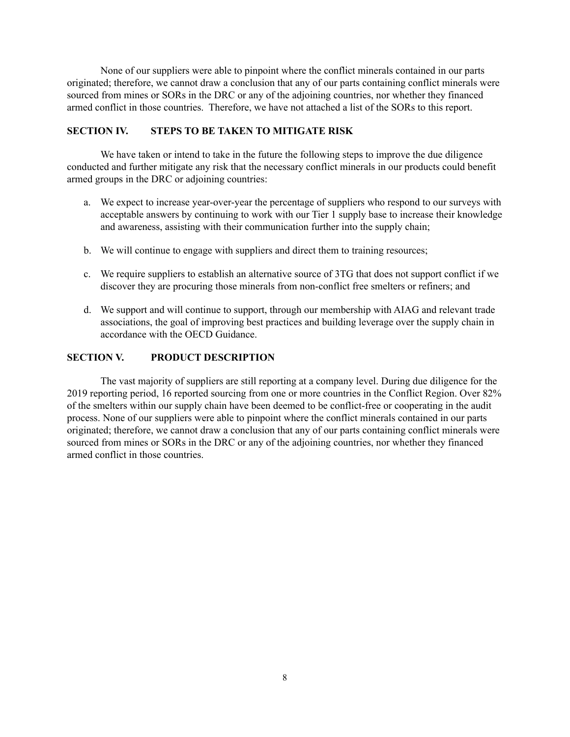None of our suppliers were able to pinpoint where the conflict minerals contained in our parts originated; therefore, we cannot draw a conclusion that any of our parts containing conflict minerals were sourced from mines or SORs in the DRC or any of the adjoining countries, nor whether they financed armed conflict in those countries. Therefore, we have not attached a list of the SORs to this report.

## SECTION IV. STEPS TO BE TAKEN TO MITIGATE RISK

We have taken or intend to take in the future the following steps to improve the due diligence conducted and further mitigate any risk that the necessary conflict minerals in our products could benefit armed groups in the DRC or adjoining countries:

a. We expect to increase year-over-year the percentage of suppliers who respond to our surveys with acceptable answers by continuing to work with our Tier 1 supply base to increase their knowledge and awareness, assisting with their communication further into the supply chain;

b. We will continue to engage with suppliers and direct them to training resources;

c. We require suppliers to establish an alternative source of 3TG that does not support conflict if we discover they are procuring those minerals from non-conflict free smelters or refiners; and

d. We support and will continue to support, through our membership with AIAG and relevant trade associations, the goal of improving best practices and building leverage over the supply chain in accordance with the OECD Guidance.

## SECTION V. PRODUCT DESCRIPTION

The vast majority of suppliers are still reporting at a company level. During due diligence for the 2019 reporting period, 16 reported sourcing from one or more countries in the Conflict Region. Over 82% of the smelters within our supply chain have been deemed to be conflict-free or cooperating in the audit process. None of our suppliers were able to pinpoint where the conflict minerals contained in our parts originated; therefore, we cannot draw a conclusion that any of our parts containing conflict minerals were sourced from mines or SORs in the DRC or any of the adjoining countries, nor whether they financed armed conflict in those countries.